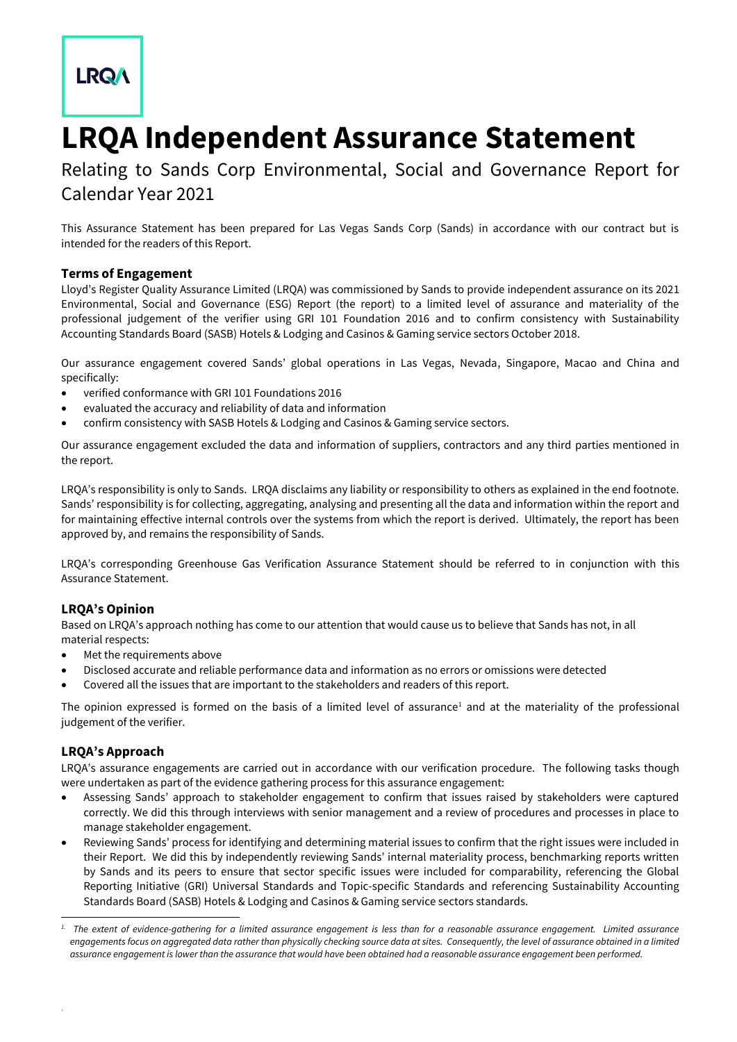# LRQA Independent Assurance Statement

## Relating to Sands Corp Environmental, Social and Governance Report for Calendar Year 2021

This Assurance Statement has been prepared for Las Vegas Sands Corp (Sands) in accordance with our contract but is intended for the readers of this Report.

### Terms of Engagement

Lloyd's Register Quality Assurance Limited (LRQA) was commissioned by Sands to provide independent assurance on its 2021 Environmental, Social and Governance (ESG) Report (the report) to a limited level of assurance and materiality of the professional judgement of the verifier using GRI 101 Foundation 2016 and to confirm consistency with Sustainability Accounting Standards Board (SASB) Hotels & Lodging and Casinos & Gaming service sectors October 2018.

Our assurance engagement covered Sands' global operations in Las Vegas, Nevada, Singapore, Macao and China and specifically:

- verified conformance with GRI 101 Foundations 2016
- evaluated the accuracy and reliability of data and information
- confirm consistency with SASB Hotels & Lodging and Casinos & Gaming service sectors.

Our assurance engagement excluded the data and information of suppliers, contractors and any third parties mentioned in the report.

LRQA's responsibility is only to Sands. LRQA disclaims any liability or responsibility to others as explained in the end footnote. Sands' responsibility is for collecting, aggregating, analysing and presenting all the data and information within the report and for maintaining effective internal controls over the systems from which the report is derived. Ultimately, the report has been approved by, and remains the responsibility of Sands.

LRQA's corresponding Greenhouse Gas Verification Assurance Statement should be referred to in conjunction with this Assurance Statement.

### LRQA's Opinion

Based on LRQA's approach nothing has come to our attention that would cause us to believe that Sands has not, in all material respects:

- Met the requirements above
- Disclosed accurate and reliable performance data and information as no errors or omissions were detected
- Covered all the issues that are important to the stakeholders and readers of this report.

The opinion expressed is formed on the basis of a limited level of assurance[1] and at the materiality of the professional judgement of the verifier.

### LRQA's Approach

LRQA's assurance engagements are carried out in accordance with our verification procedure. The following tasks though were undertaken as part of the evidence gathering process for this assurance engagement:

- Assessing Sands' approach to stakeholder engagement to confirm that issues raised by stakeholders were captured correctly. We did this through interviews with senior management and a review of procedures and processes in place to manage stakeholder engagement.
- Reviewing Sands' process for identifying and determining material issues to confirm that the right issues were included in their Report. We did this by independently reviewing Sands' internal materiality process, benchmarking reports written by Sands and its peers to ensure that sector specific issues were included for comparability, referencing the Global Reporting Initiative (GRI) Universal Standards and Topic-specific Standards and referencing Sustainability Accounting Standards Board (SASB) Hotels & Lodging and Casinos & Gaming service sectors standards.

---

[1] *The extent of evidence-gathering for a limited assurance engagement is less than for a reasonable assurance engagement. Limited assurance engagements focus on aggregated data rather than physically checking source data at sites. Consequently, the level of assurance obtained in a limited assurance engagement is lower than the assurance that would have been obtained had a reasonable assurance engagement been performed.*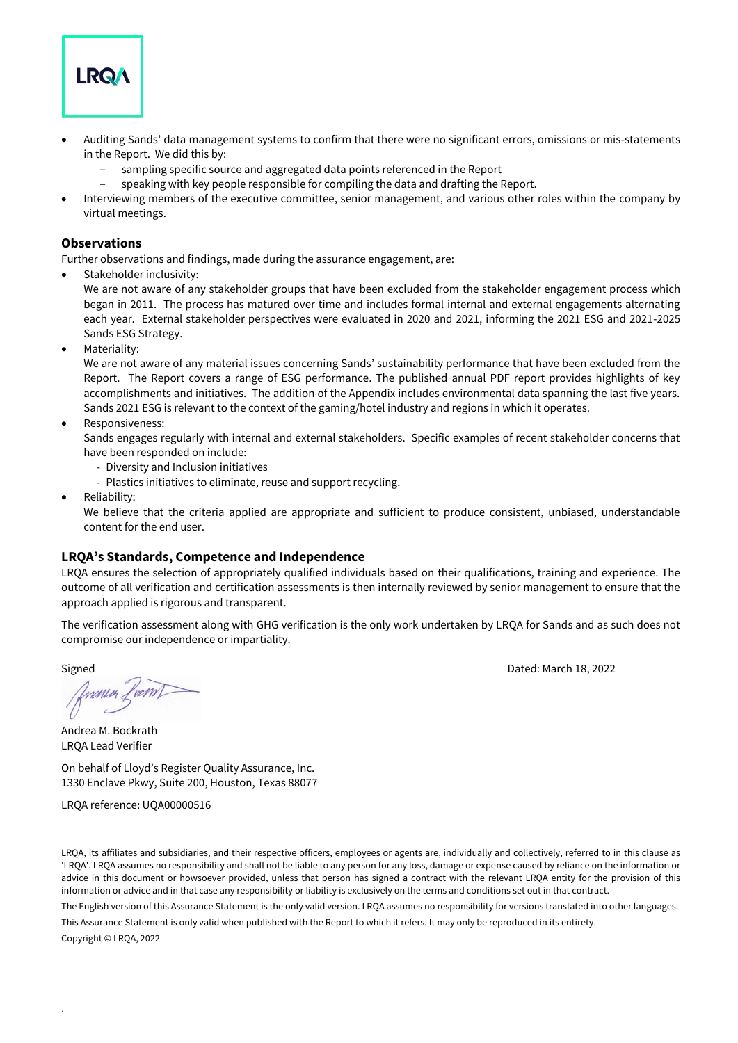- Auditing Sands' data management systems to confirm that there were no significant errors, omissions or mis-statements in the Report. We did this by:
  - sampling specific source and aggregated data points referenced in the Report
  - speaking with key people responsible for compiling the data and drafting the Report.
- Interviewing members of the executive committee, senior management, and various other roles within the company by virtual meetings.

### Observations

Further observations and findings, made during the assurance engagement, are:

- Stakeholder inclusivity:
  We are not aware of any stakeholder groups that have been excluded from the stakeholder engagement process which began in 2011. The process has matured over time and includes formal internal and external engagements alternating each year. External stakeholder perspectives were evaluated in 2020 and 2021, informing the 2021 ESG and 2021-2025 Sands ESG Strategy.
- Materiality:
  We are not aware of any material issues concerning Sands' sustainability performance that have been excluded from the Report. The Report covers a range of ESG performance. The published annual PDF report provides highlights of key accomplishments and initiatives. The addition of the Appendix includes environmental data spanning the last five years. Sands 2021 ESG is relevant to the context of the gaming/hotel industry and regions in which it operates.
- Responsiveness:
  Sands engages regularly with internal and external stakeholders. Specific examples of recent stakeholder concerns that have been responded on include:
  - Diversity and Inclusion initiatives
  - Plastics initiatives to eliminate, reuse and support recycling.
- Reliability:
  We believe that the criteria applied are appropriate and sufficient to produce consistent, unbiased, understandable content for the end user.

### LRQA's Standards, Competence and Independence

LRQA ensures the selection of appropriately qualified individuals based on their qualifications, training and experience. The outcome of all verification and certification assessments is then internally reviewed by senior management to ensure that the approach applied is rigorous and transparent.

The verification assessment along with GHG verification is the only work undertaken by LRQA for Sands and as such does not compromise our independence or impartiality.

Signed

Dated: March 18, 2022

Andrea M. Bockrath
LRQA Lead Verifier

On behalf of Lloyd's Register Quality Assurance, Inc.
1330 Enclave Pkwy, Suite 200, Houston, Texas 88077

LRQA reference: UQA00000516

LRQA, its affiliates and subsidiaries, and their respective officers, employees or agents are, individually and collectively, referred to in this clause as 'LRQA'. LRQA assumes no responsibility and shall not be liable to any person for any loss, damage or expense caused by reliance on the information or advice in this document or howsoever provided, unless that person has signed a contract with the relevant LRQA entity for the provision of this information or advice and in that case any responsibility or liability is exclusively on the terms and conditions set out in that contract.

The English version of this Assurance Statement is the only valid version. LRQA assumes no responsibility for versions translated into other languages.

This Assurance Statement is only valid when published with the Report to which it refers. It may only be reproduced in its entirety.

Copyright © LRQA, 2022